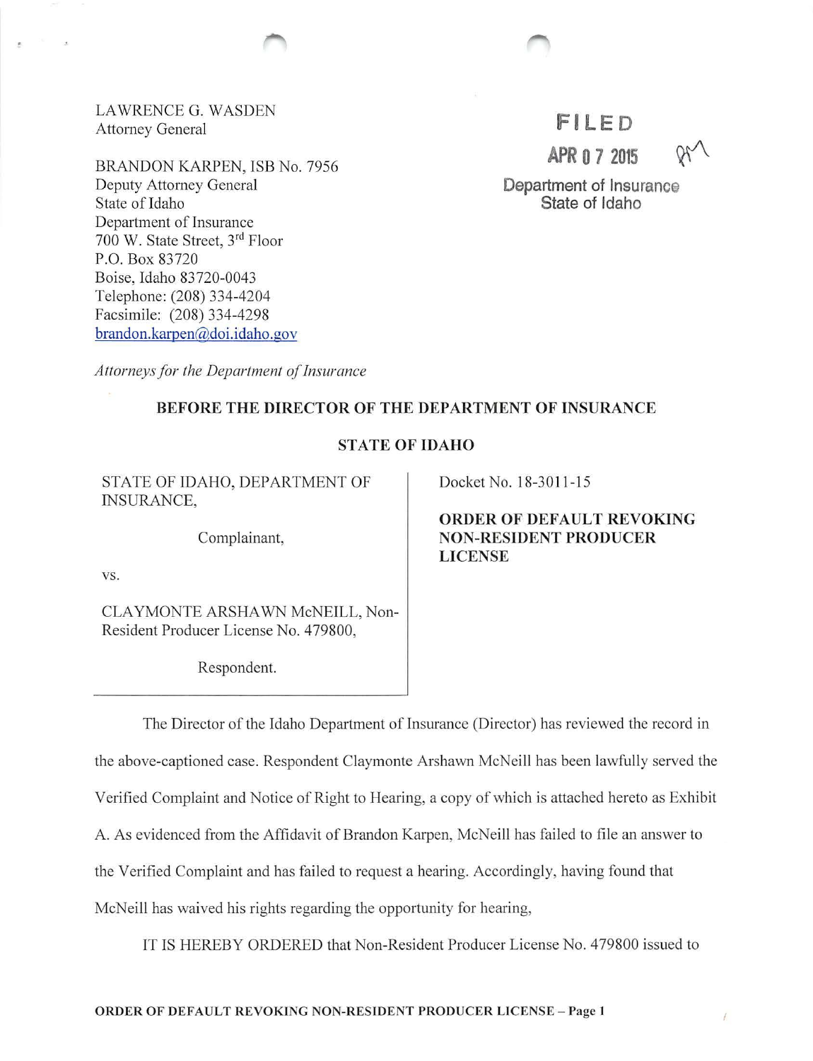LAWRENCE G. WASDEN
Attorney General

BRANDON KARPEN, ISB No. 7956
Deputy Attorney General
State of Idaho
Department of Insurance
700 W. State Street, 3rd Floor
P.O. Box 83720
Boise, Idaho 83720-0043
Telephone: (208) 334-4204
Facsimile: (208) 334-4298
brandon.karpen@doi.idaho.gov

*Attorneys for the Department of Insurance*

FILED
APR 07 2015
Department of Insurance
State of Idaho

**BEFORE THE DIRECTOR OF THE DEPARTMENT OF INSURANCE**

**STATE OF IDAHO**

STATE OF IDAHO, DEPARTMENT OF INSURANCE,

Complainant,

vs.

CLAYMONTE ARSHAWN McNEILL, Non-Resident Producer License No. 479800,

Respondent.

Docket No. 18-3011-15

**ORDER OF DEFAULT REVOKING NON-RESIDENT PRODUCER LICENSE**

The Director of the Idaho Department of Insurance (Director) has reviewed the record in the above-captioned case. Respondent Claymonte Arshawn McNeill has been lawfully served the Verified Complaint and Notice of Right to Hearing, a copy of which is attached hereto as Exhibit A. As evidenced from the Affidavit of Brandon Karpen, McNeill has failed to file an answer to the Verified Complaint and has failed to request a hearing. Accordingly, having found that McNeill has waived his rights regarding the opportunity for hearing,

IT IS HEREBY ORDERED that Non-Resident Producer License No. 479800 issued to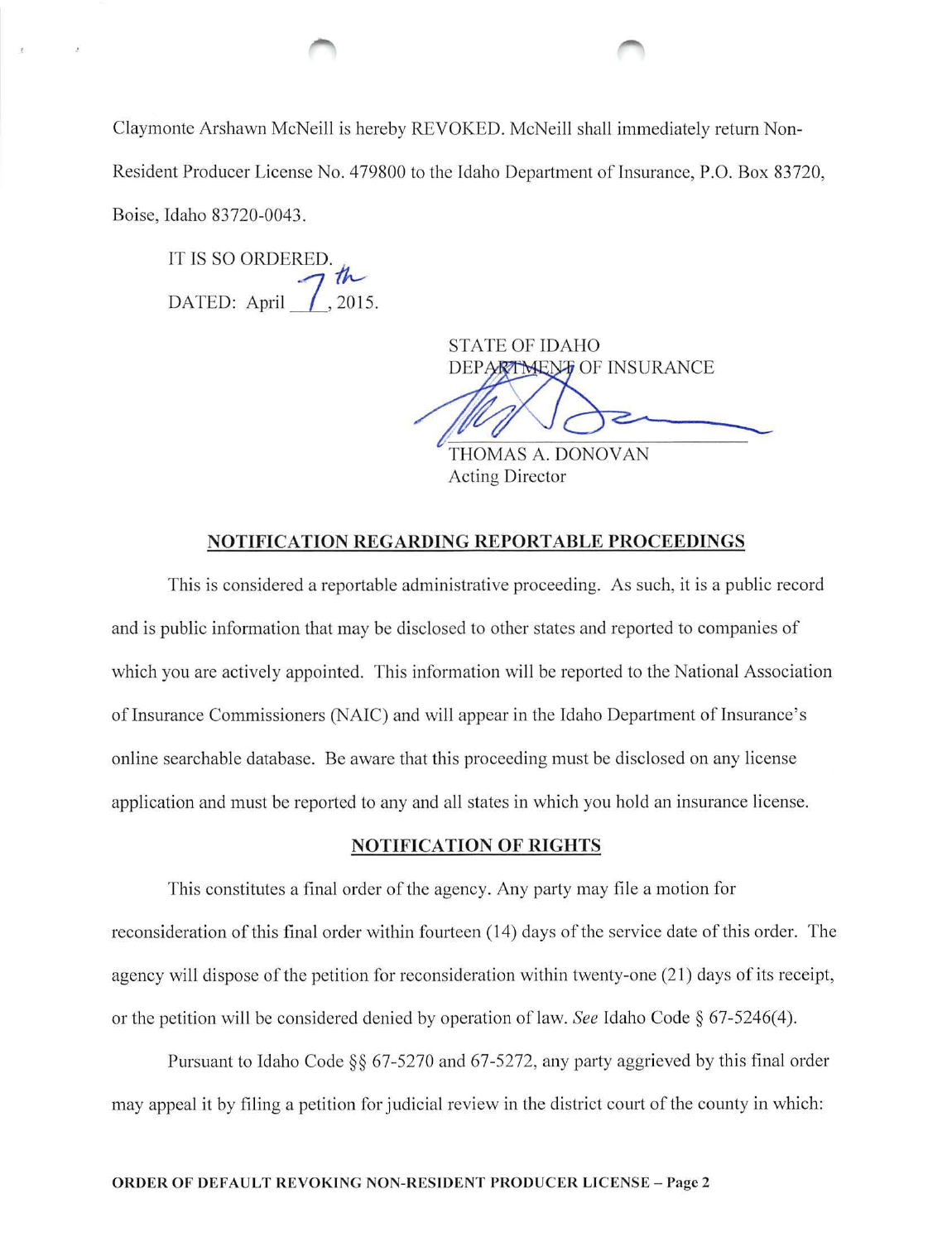Claymonte Arshawn McNeill is hereby REVOKED. McNeill shall immediately return Non-Resident Producer License No. 479800 to the Idaho Department of Insurance, P.O. Box 83720, Boise, Idaho 83720-0043.

IT IS SO ORDERED.

DATED: April 7th, 2015.

STATE OF IDAHO
DEPARTMENT OF INSURANCE

THOMAS A. DONOVAN
Acting Director

## NOTIFICATION REGARDING REPORTABLE PROCEEDINGS

This is considered a reportable administrative proceeding. As such, it is a public record and is public information that may be disclosed to other states and reported to companies of which you are actively appointed. This information will be reported to the National Association of Insurance Commissioners (NAIC) and will appear in the Idaho Department of Insurance's online searchable database. Be aware that this proceeding must be disclosed on any license application and must be reported to any and all states in which you hold an insurance license.

## NOTIFICATION OF RIGHTS

This constitutes a final order of the agency. Any party may file a motion for reconsideration of this final order within fourteen (14) days of the service date of this order. The agency will dispose of the petition for reconsideration within twenty-one (21) days of its receipt, or the petition will be considered denied by operation of law. *See* Idaho Code § 67-5246(4).

Pursuant to Idaho Code §§ 67-5270 and 67-5272, any party aggrieved by this final order may appeal it by filing a petition for judicial review in the district court of the county in which: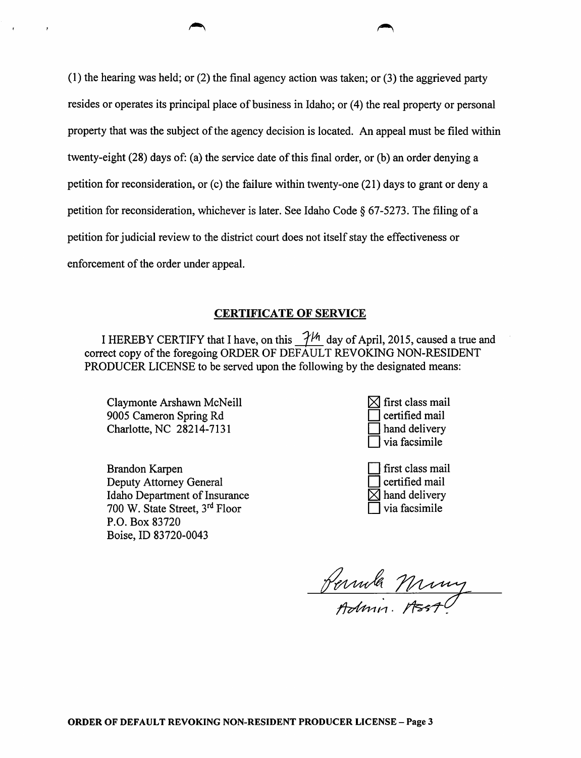(1) the hearing was held; or (2) the final agency action was taken; or (3) the aggrieved party resides or operates its principal place of business in Idaho; or (4) the real property or personal property that was the subject of the agency decision is located. An appeal must be filed within twenty-eight (28) days of: (a) the service date of this final order, or (b) an order denying a petition for reconsideration, or (c) the failure within twenty-one (21) days to grant or deny a petition for reconsideration, whichever is later. See Idaho Code § 67-5273. The filing of a petition for judicial review to the district court does not itself stay the effectiveness or enforcement of the order under appeal.

## CERTIFICATE OF SERVICE

I HEREBY CERTIFY that I have, on this 7th day of April, 2015, caused a true and correct copy of the foregoing ORDER OF DEFAULT REVOKING NON-RESIDENT PRODUCER LICENSE to be served upon the following by the designated means:

Claymonte Arshawn McNeill
9005 Cameron Spring Rd
Charlotte, NC 28214-7131

- [x] first class mail
- [ ] certified mail
- [ ] hand delivery
- [ ] via facsimile

Brandon Karpen
Deputy Attorney General
Idaho Department of Insurance
700 W. State Street, 3rd Floor
P.O. Box 83720
Boise, ID 83720-0043

- [ ] first class mail
- [ ] certified mail
- [x] hand delivery
- [ ] via facsimile

Pamela Murray
Admin. Asst.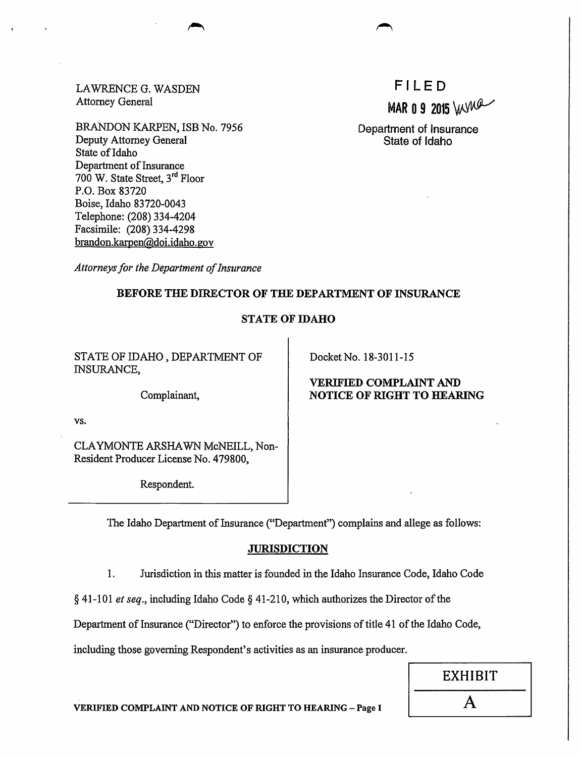LAWRENCE G. WASDEN
Attorney General

BRANDON KARPEN, ISB No. 7956
Deputy Attorney General
State of Idaho
Department of Insurance
700 W. State Street, 3rd Floor
P.O. Box 83720
Boise, Idaho 83720-0043
Telephone: (208) 334-4204
Facsimile: (208) 334-4298
brandon.karpen@doi.idaho.gov

*Attorneys for the Department of Insurance*

FILED
MAR 09 2015

Department of Insurance
State of Idaho

**BEFORE THE DIRECTOR OF THE DEPARTMENT OF INSURANCE**

**STATE OF IDAHO**

| | |
|---|---|
| STATE OF IDAHO, DEPARTMENT OF INSURANCE,<br><br>Complainant,<br><br>vs.<br><br>CLAYMONTE ARSHAWN McNEILL, Non-Resident Producer License No. 479800,<br><br>Respondent. | Docket No. 18-3011-15<br><br>**VERIFIED COMPLAINT AND NOTICE OF RIGHT TO HEARING** |

The Idaho Department of Insurance ("Department") complains and allege as follows:

## JURISDICTION

1. Jurisdiction in this matter is founded in the Idaho Insurance Code, Idaho Code § 41-101 *et seq.*, including Idaho Code § 41-210, which authorizes the Director of the Department of Insurance ("Director") to enforce the provisions of title 41 of the Idaho Code, including those governing Respondent's activities as an insurance producer.

EXHIBIT A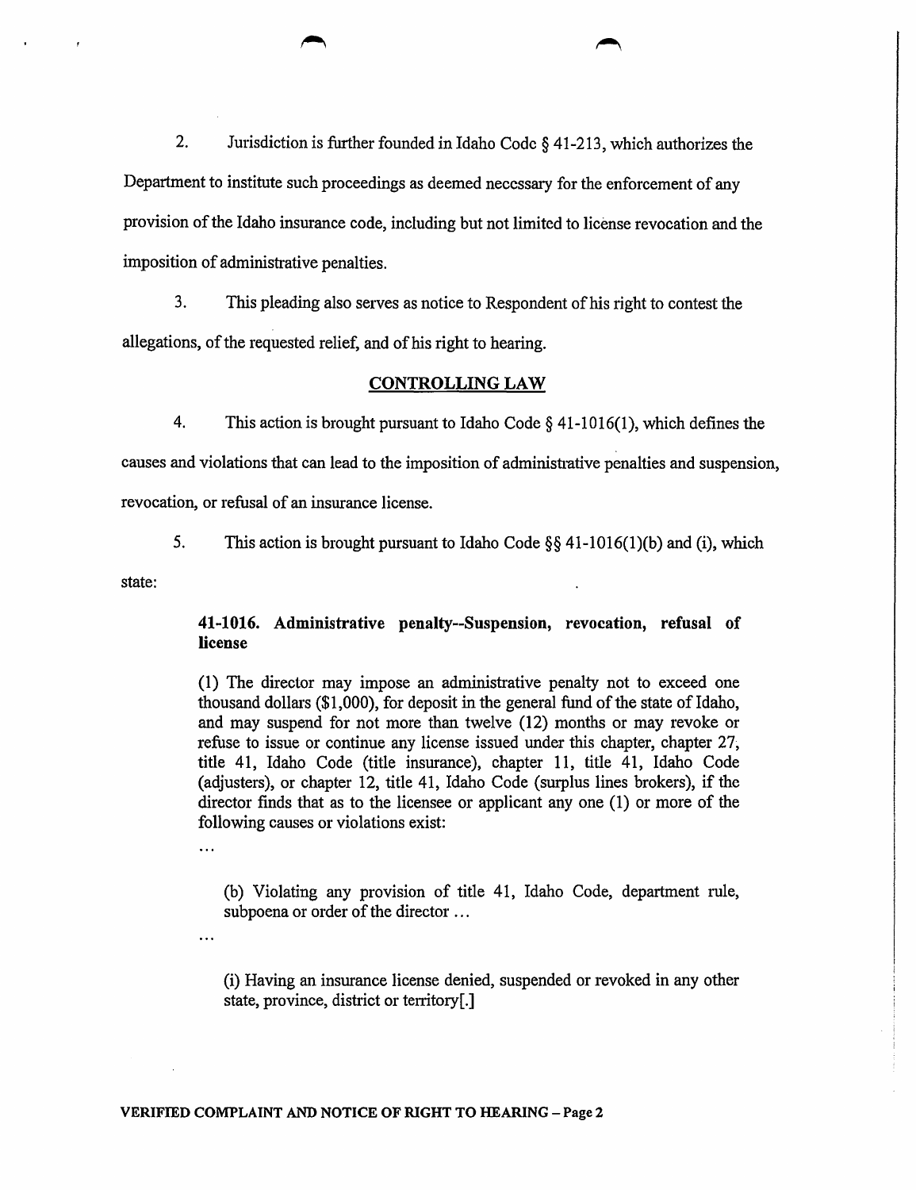2. Jurisdiction is further founded in Idaho Code § 41-213, which authorizes the Department to institute such proceedings as deemed necessary for the enforcement of any provision of the Idaho insurance code, including but not limited to license revocation and the imposition of administrative penalties.

3. This pleading also serves as notice to Respondent of his right to contest the allegations, of the requested relief, and of his right to hearing.

## CONTROLLING LAW

4. This action is brought pursuant to Idaho Code § 41-1016(1), which defines the causes and violations that can lead to the imposition of administrative penalties and suspension, revocation, or refusal of an insurance license.

5. This action is brought pursuant to Idaho Code §§ 41-1016(1)(b) and (i), which state:

> **41-1016. Administrative penalty--Suspension, revocation, refusal of license**
>
> (1) The director may impose an administrative penalty not to exceed one thousand dollars ($1,000), for deposit in the general fund of the state of Idaho, and may suspend for not more than twelve (12) months or may revoke or refuse to issue or continue any license issued under this chapter, chapter 27, title 41, Idaho Code (title insurance), chapter 11, title 41, Idaho Code (adjusters), or chapter 12, title 41, Idaho Code (surplus lines brokers), if the director finds that as to the licensee or applicant any one (1) or more of the following causes or violations exist:
>
> ...
>
> (b) Violating any provision of title 41, Idaho Code, department rule, subpoena or order of the director ...
>
> ...
>
> (i) Having an insurance license denied, suspended or revoked in any other state, province, district or territory[.]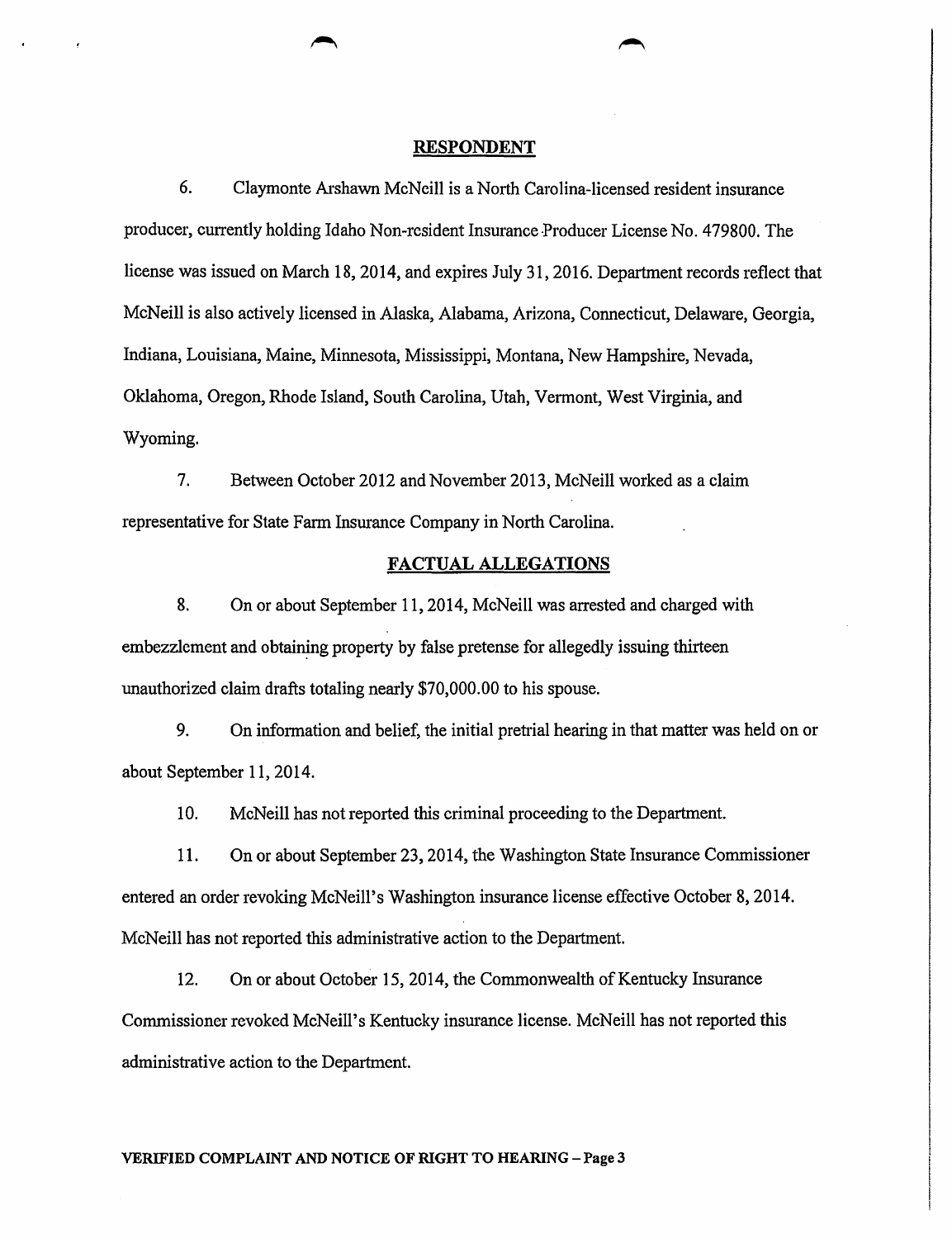## RESPONDENT

6. Claymonte Arshawn McNeill is a North Carolina-licensed resident insurance producer, currently holding Idaho Non-resident Insurance Producer License No. 479800. The license was issued on March 18, 2014, and expires July 31, 2016. Department records reflect that McNeill is also actively licensed in Alaska, Alabama, Arizona, Connecticut, Delaware, Georgia, Indiana, Louisiana, Maine, Minnesota, Mississippi, Montana, New Hampshire, Nevada, Oklahoma, Oregon, Rhode Island, South Carolina, Utah, Vermont, West Virginia, and Wyoming.

7. Between October 2012 and November 2013, McNeill worked as a claim representative for State Farm Insurance Company in North Carolina.

## FACTUAL ALLEGATIONS

8. On or about September 11, 2014, McNeill was arrested and charged with embezzlement and obtaining property by false pretense for allegedly issuing thirteen unauthorized claim drafts totaling nearly $70,000.00 to his spouse.

9. On information and belief, the initial pretrial hearing in that matter was held on or about September 11, 2014.

10. McNeill has not reported this criminal proceeding to the Department.

11. On or about September 23, 2014, the Washington State Insurance Commissioner entered an order revoking McNeill's Washington insurance license effective October 8, 2014. McNeill has not reported this administrative action to the Department.

12. On or about October 15, 2014, the Commonwealth of Kentucky Insurance Commissioner revoked McNeill's Kentucky insurance license. McNeill has not reported this administrative action to the Department.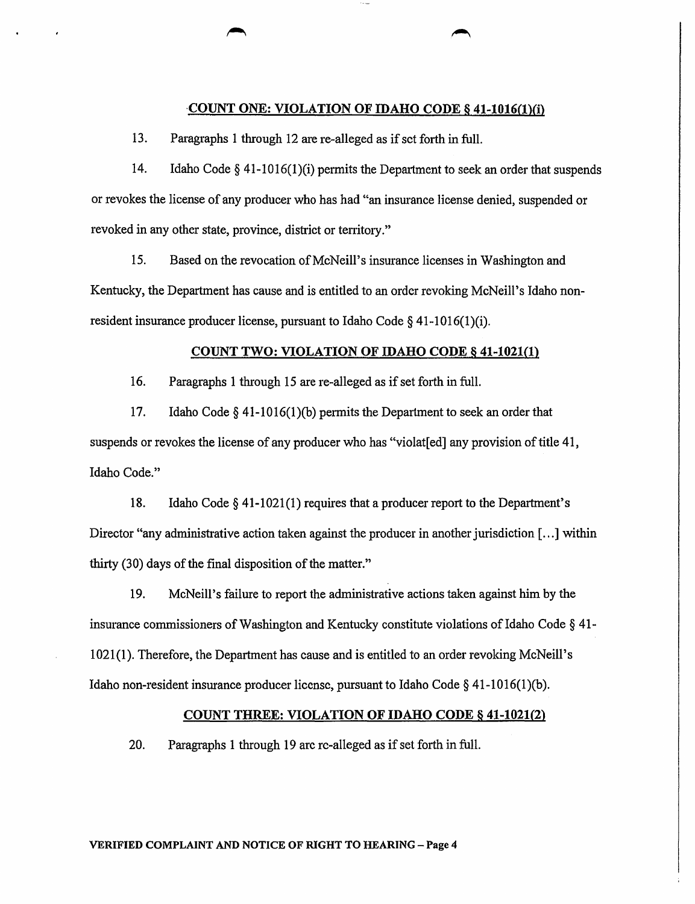## COUNT ONE: VIOLATION OF IDAHO CODE § 41-1016(1)(i)

13. Paragraphs 1 through 12 are re-alleged as if set forth in full.

14. Idaho Code § 41-1016(1)(i) permits the Department to seek an order that suspends or revokes the license of any producer who has had "an insurance license denied, suspended or revoked in any other state, province, district or territory."

15. Based on the revocation of McNeill's insurance licenses in Washington and Kentucky, the Department has cause and is entitled to an order revoking McNeill's Idaho non-resident insurance producer license, pursuant to Idaho Code § 41-1016(1)(i).

## COUNT TWO: VIOLATION OF IDAHO CODE § 41-1021(1)

16. Paragraphs 1 through 15 are re-alleged as if set forth in full.

17. Idaho Code § 41-1016(1)(b) permits the Department to seek an order that suspends or revokes the license of any producer who has "violat[ed] any provision of title 41, Idaho Code."

18. Idaho Code § 41-1021(1) requires that a producer report to the Department's Director "any administrative action taken against the producer in another jurisdiction [...] within thirty (30) days of the final disposition of the matter."

19. McNeill's failure to report the administrative actions taken against him by the insurance commissioners of Washington and Kentucky constitute violations of Idaho Code § 41-1021(1). Therefore, the Department has cause and is entitled to an order revoking McNeill's Idaho non-resident insurance producer license, pursuant to Idaho Code § 41-1016(1)(b).

## COUNT THREE: VIOLATION OF IDAHO CODE § 41-1021(2)

20. Paragraphs 1 through 19 are re-alleged as if set forth in full.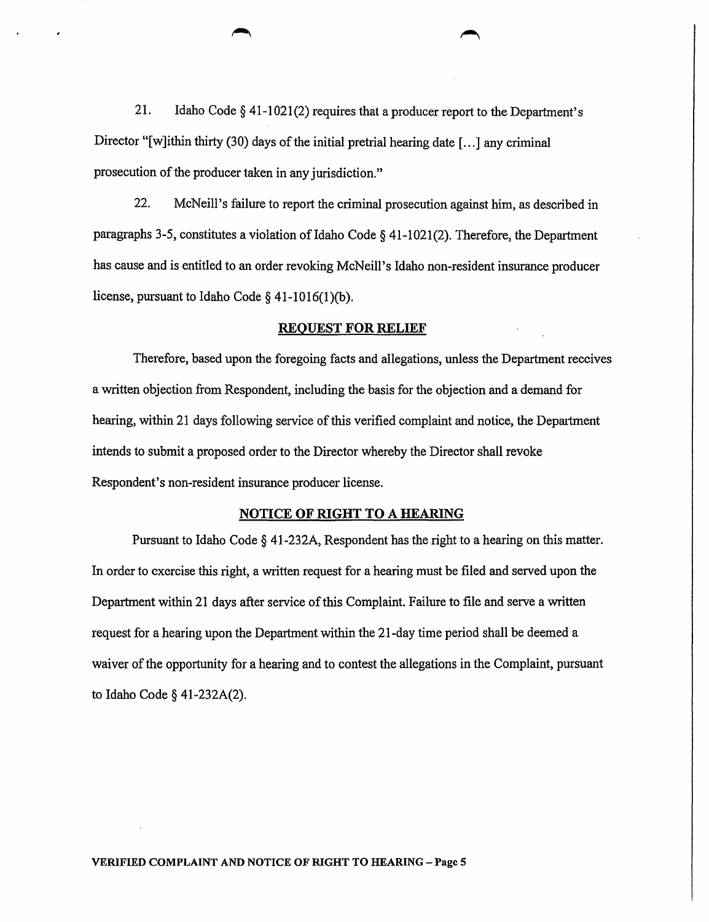21. Idaho Code § 41-1021(2) requires that a producer report to the Department's Director "[w]ithin thirty (30) days of the initial pretrial hearing date [...] any criminal prosecution of the producer taken in any jurisdiction."

22. McNeill's failure to report the criminal prosecution against him, as described in paragraphs 3-5, constitutes a violation of Idaho Code § 41-1021(2). Therefore, the Department has cause and is entitled to an order revoking McNeill's Idaho non-resident insurance producer license, pursuant to Idaho Code § 41-1016(1)(b).

## REQUEST FOR RELIEF

Therefore, based upon the foregoing facts and allegations, unless the Department receives a written objection from Respondent, including the basis for the objection and a demand for hearing, within 21 days following service of this verified complaint and notice, the Department intends to submit a proposed order to the Director whereby the Director shall revoke Respondent's non-resident insurance producer license.

## NOTICE OF RIGHT TO A HEARING

Pursuant to Idaho Code § 41-232A, Respondent has the right to a hearing on this matter. In order to exercise this right, a written request for a hearing must be filed and served upon the Department within 21 days after service of this Complaint. Failure to file and serve a written request for a hearing upon the Department within the 21-day time period shall be deemed a waiver of the opportunity for a hearing and to contest the allegations in the Complaint, pursuant to Idaho Code § 41-232A(2).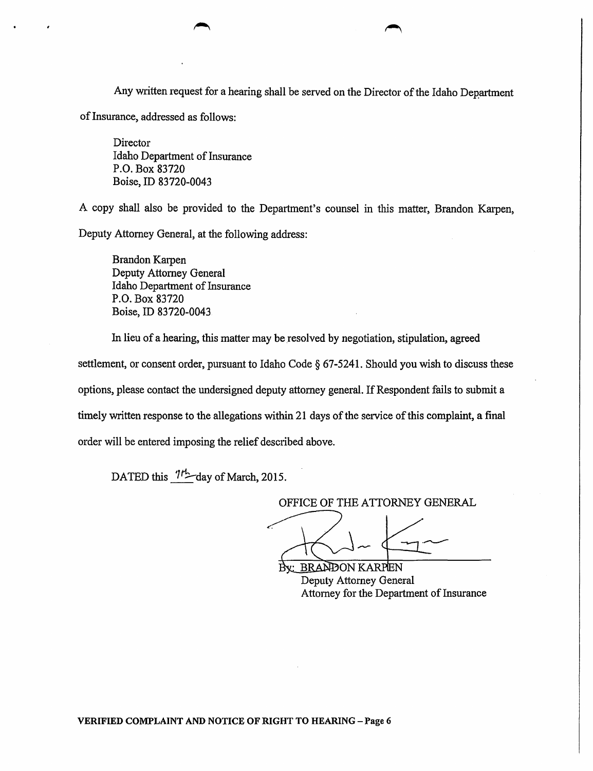Any written request for a hearing shall be served on the Director of the Idaho Department of Insurance, addressed as follows:

Director
Idaho Department of Insurance
P.O. Box 83720
Boise, ID 83720-0043

A copy shall also be provided to the Department's counsel in this matter, Brandon Karpen, Deputy Attorney General, at the following address:

Brandon Karpen
Deputy Attorney General
Idaho Department of Insurance
P.O. Box 83720
Boise, ID 83720-0043

In lieu of a hearing, this matter may be resolved by negotiation, stipulation, agreed settlement, or consent order, pursuant to Idaho Code § 67-5241. Should you wish to discuss these options, please contact the undersigned deputy attorney general. If Respondent fails to submit a timely written response to the allegations within 21 days of the service of this complaint, a final order will be entered imposing the relief described above.

DATED this 7th day of March, 2015.

OFFICE OF THE ATTORNEY GENERAL

By: BRANDON KARPEN
Deputy Attorney General
Attorney for the Department of Insurance

**VERIFIED COMPLAINT AND NOTICE OF RIGHT TO HEARING – Page 6**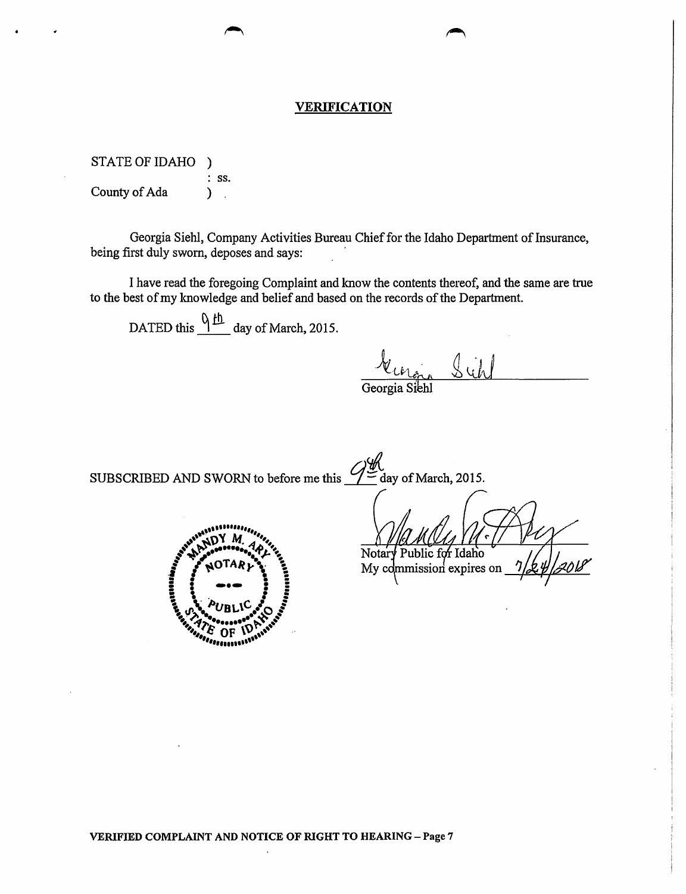## VERIFICATION

STATE OF IDAHO )
: ss.
County of Ada )

Georgia Siehl, Company Activities Bureau Chief for the Idaho Department of Insurance, being first duly sworn, deposes and says:

I have read the foregoing Complaint and know the contents thereof, and the same are true to the best of my knowledge and belief and based on the records of the Department.

DATED this 9th day of March, 2015.

Georgia Siehl

SUBSCRIBED AND SWORN to before me this 9th day of March, 2015.

MANDY M. ARY
NOTARY PUBLIC
STATE OF IDAHO

Notary Public for Idaho
My commission expires on 7/24/2018

**VERIFIED COMPLAINT AND NOTICE OF RIGHT TO HEARING – Page 7**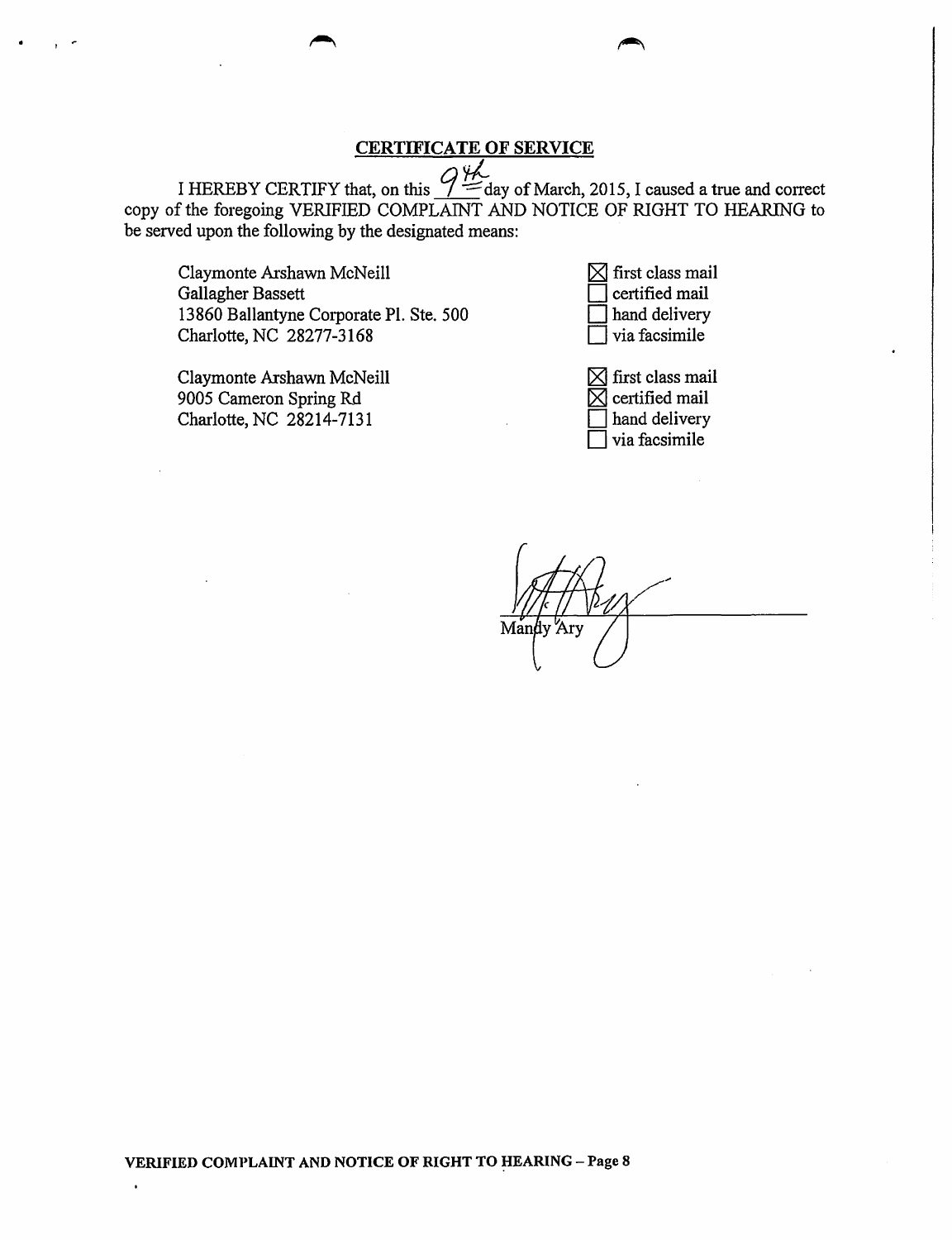## CERTIFICATE OF SERVICE

I HEREBY CERTIFY that, on this 9th day of March, 2015, I caused a true and correct copy of the foregoing VERIFIED COMPLAINT AND NOTICE OF RIGHT TO HEARING to be served upon the following by the designated means:

Claymonte Arshawn McNeill
Gallagher Bassett
13860 Ballantyne Corporate Pl. Ste. 500
Charlotte, NC 28277-3168

- [x] first class mail
- [ ] certified mail
- [ ] hand delivery
- [ ] via facsimile

Claymonte Arshawn McNeill
9005 Cameron Spring Rd
Charlotte, NC 28214-7131

- [x] first class mail
- [x] certified mail
- [ ] hand delivery
- [ ] via facsimile

Mandy Ary